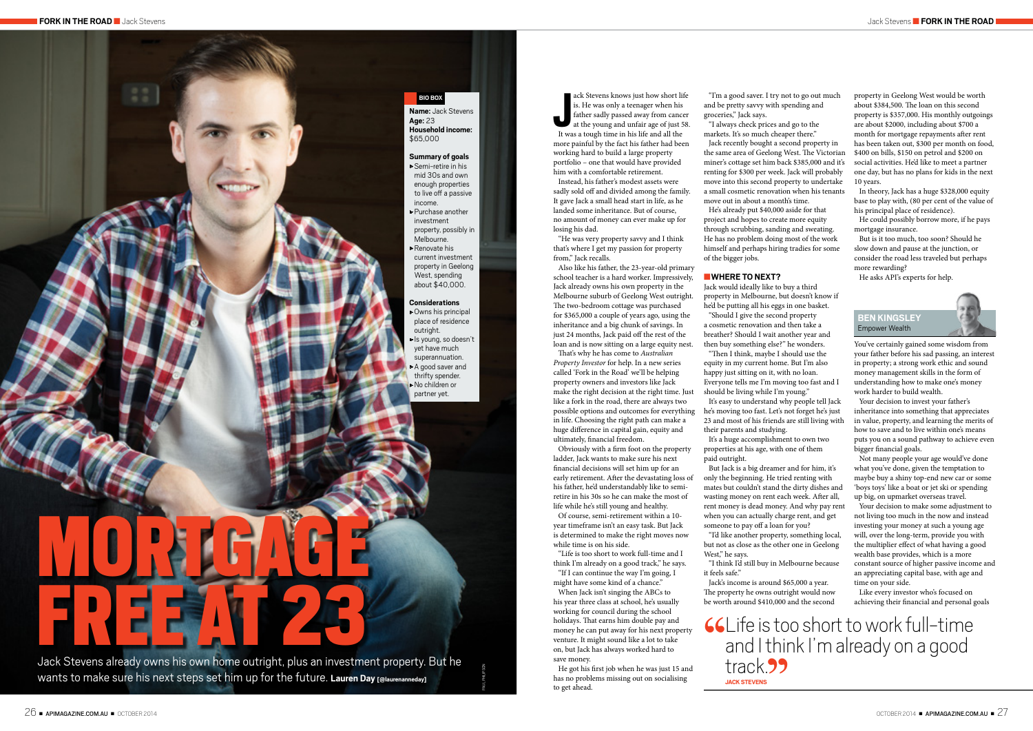# MORTGAGE FREE AT 23

Jack Stevens already owns his own home outright, plus an investment property. But he wants to make sure his next steps set him up for the future. **Lauren Day [@laurenanneday]**

**BIO BOX**

**Name:** Jack Stevens
**Age:** 23
**Household income:** $65,000

**Summary of goals**

- Semi-retire in his mid 30s and own enough properties to live off a passive income.
- Purchase another investment property, possibly in Melbourne.
- Renovate his current investment property in Geelong West, spending about $40,000.

**Considerations**

- Owns his principal place of residence outright.
- Is young, so doesn't yet have much superannuation.
- A good saver and thrifty spender.
- No children or partner yet.

Jack Stevens knows just how short life is. He was only a teenager when his father sadly passed away from cancer at the young and unfair age of just 58.

It was a tough time in his life and all the more painful by the fact his father had been working hard to build a large property portfolio – one that would have provided him with a comfortable retirement.

Instead, his father's modest assets were sadly sold off and divided among the family. It gave Jack a small head start in life, as he landed some inheritance. But of course, no amount of money can ever make up for losing his dad.

"He was very property savvy and I think that's where I get my passion for property from," Jack recalls.

Also like his father, the 23-year-old primary school teacher is a hard worker. Impressively, Jack already owns his own property in the Melbourne suburb of Geelong West outright. The two-bedroom cottage was purchased for $365,000 a couple of years ago, using the inheritance and a big chunk of savings. In just 24 months, Jack paid off the rest of the loan and is now sitting on a large equity nest.

That's why he has come to *Australian Property Investor* for help. In a new series called 'Fork in the Road' we'll be helping property owners and investors like Jack make the right decision at the right time. Just like a fork in the road, there are always two possible options and outcomes for everything in life. Choosing the right path can make a huge difference in capital gain, equity and ultimately, financial freedom.

Obviously with a firm foot on the property ladder, Jack wants to make sure his next financial decisions will set him up for an early retirement. After the devastating loss of his father, he'd understandably like to semi-retire in his 30s so he can make the most of life while he's still young and healthy.

Of course, semi-retirement within a 10-year timeframe isn't an easy task. But Jack is determined to make the right moves now while time is on his side.

"Life is too short to work full-time and I think I'm already on a good track," he says. "If I can continue the way I'm going, I might have some kind of a chance."

When Jack isn't singing the ABCs to his year three class at school, he's usually working for council during the school holidays. That earns him double pay and money he can put away for his next property venture. It might sound like a lot to take on, but Jack has always worked hard to save money.

He got his first job when he was just 15 and has no problems missing out on socialising to get ahead.

"I'm a good saver. I try not to go out much and be pretty savvy with spending and groceries," Jack says.

"I always check prices and go to the markets. It's so much cheaper there."

Jack recently bought a second property in the same area of Geelong West. The Victorian miner's cottage set him back $385,000 and it's renting for $300 per week. Jack will probably move into this second property to undertake a small cosmetic renovation when his tenants move out in about a month's time.

He's already put $40,000 aside for that project and hopes to create more equity through scrubbing, sanding and sweating. He has no problem doing most of the work himself and perhaps hiring tradies for some of the bigger jobs.

## WHERE TO NEXT?

Jack would ideally like to buy a third property in Melbourne, but doesn't know if he'd be putting all his eggs in one basket.

"Should I give the second property a cosmetic renovation and then take a breather? Should I wait another year and then buy something else?" he wonders.

"Then I think, maybe I should use the equity in my current home. But I'm also happy just sitting on it, with no loan. Everyone tells me I'm moving too fast and I should be living while I'm young."

It's easy to understand why people tell Jack he's moving too fast. Let's not forget he's just 23 and most of his friends are still living with their parents and studying.

It's a huge accomplishment to own two properties at his age, with one of them paid outright.

But Jack is a big dreamer and for him, it's only the beginning. He tried renting with mates but couldn't stand the dirty dishes and wasting money on rent each week. After all, rent money is dead money. And why pay rent when you can actually charge rent, and get someone to pay off a loan for you?

"I'd like another property, something local, but not as close as the other one in Geelong West," he says.

"I think I'd still buy in Melbourne because it feels safe."

Jack's income is around $65,000 a year. The property he owns outright would now be worth around $410,000 and the second property in Geelong West would be worth about $384,500. The loan on this second property is $357,000. His monthly outgoings are about $2000, including about $700 a month for mortgage repayments after rent has been taken out, $300 per month on food, $400 on bills, $150 on petrol and $200 on social activities. He'd like to meet a partner one day, but has no plans for kids in the next 10 years.

In theory, Jack has a huge $328,000 equity base to play with, (80 per cent of the value of his principal place of residence).

He could possibly borrow more, if he pays mortgage insurance.

But is it too much, too soon? Should he slow down and pause at the junction, or consider the road less traveled but perhaps more rewarding?

He asks API's experts for help.

> "Life is too short to work full-time and I think I'm already on a good track."
> **JACK STEVENS**

**BEN KINGSLEY**
Empower Wealth

You've certainly gained some wisdom from your father before his sad passing, an interest in property; a strong work ethic and sound money management skills in the form of understanding how to make one's money work harder to build wealth.

Your decision to invest your father's inheritance into something that appreciates in value, property, and learning the merits of how to save and to live within one's means puts you on a sound pathway to achieve even bigger financial goals.

Not many people your age would've done what you've done, given the temptation to maybe buy a shiny top-end new car or some 'boys toys' like a boat or jet ski or spending up big, on upmarket overseas travel.

Your decision to make some adjustment to not living too much in the now and instead investing your money at such a young age will, over the long-term, provide you with the multiplier effect of what having a good wealth base provides, which is a more constant source of higher passive income and an appreciating capital base, with age and time on your side.

Like every investor who's focused on achieving their financial and personal goals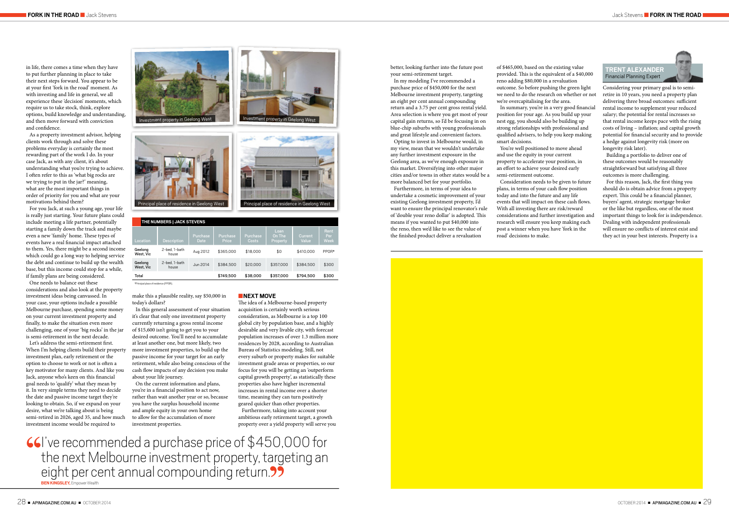in life, there comes a time when they have to put further planning in place to take their next steps forward. You appear to be at your first 'fork in the road' moment. As with investing and life in general, we all experience these 'decision' moments, which require us to take stock, think, explore options, build knowledge and understanding, and then move forward with conviction and confidence.

As a property investment advisor, helping clients work through and solve these problems everyday is certainly the most rewarding part of the work I do. In your case Jack, as with any client, it's about understanding what you're trying to achieve. I often refer to this as 'what big rocks are we trying to put in the jar?' meaning, what are the most important things in order of priority for you and what are your motivations behind them?

For you Jack, at such a young age, your life is really just starting. Your future plans could include meeting a life partner, potentially starting a family down the track and maybe even a new 'family' home. These types of events have a real financial impact attached to them. Yes, there might be a second income which could go a long way to helping service the debt and continue to build up the wealth base, but this income could stop for a while, if family plans are being considered.

One needs to balance out these considerations and also look at the property investment ideas being canvassed. In your case, your options include a possible Melbourne purchase, spending some money on your current investment property and finally, to make the situation even more challenging, one of your 'big rocks' in the jar is semi-retirement in the next decade.

Let's address the semi-retirement first. When I'm helping clients build their property investment plan, early retirement or the option to choose to work or not is often a key motivator for many clients. And like you Jack, anyone who's keen on this financial goal needs to 'qualify' what they mean by it. In very simple terms they need to decide the date and passive income target they're looking to obtain. So, if we expand on your desire, what we're talking about is being semi-retired in 2026, aged 35, and how much investment income would be required to make this a plausible reality, say $50,000 in today's dollars?

Investment property in Geelong West

Investment property in Geelong West

Principal place of residence in Geelong West

Principal place of residence in Geelong West

**THE NUMBERS | JACK STEVENS**

| Location | Description | Purchase Date | Purchase Price | Purchase Costs | Loan On The Property | Current Value | Rent Per Week |
|---|---|---|---|---|---|---|---|
| Geelong West, Vic | 2-bed, 1-bath house | Aug 2012 | $365,000 | $18,000 | $0 | $410,000 | PPOR* |
| Geelong West, Vic | 2-bed, 1-bath house | Jun 2014 | $384,500 | $20,000 | $357,000 | $384,500 | $300 |
| Total | | | $749,500 | $38,000 | $357,000 | $794,500 | $300 |

*Principal place of residence (PPOR).

In this general assessment of your situation it's clear that only one investment property currently returning a gross rental income of $15,600 isn't going to get you to your desired outcome. You'll need to accumulate at least another one, but more likely, two more investment properties, to build up the passive income for your target for an early retirement, while also being conscious of the cash flow impacts of any decision you make about your life journey.

On the current information and plans, you're in a financial position to act now, rather than wait another year or so, because you have the surplus household income and ample equity in your own home to allow for the accumulation of more investment properties.

## NEXT MOVE

The idea of a Melbourne-based property acquisition is certainly worth serious consideration, as Melbourne is a top 100 global city by population base, and a highly desirable and very livable city, with forecast population increases of over 1.3 million more residences by 2028, according to Australian Bureau of Statistics modeling. Still, not every suburb or property makes for suitable investment grade areas or properties, so our focus for you will be getting an 'outperform capital growth property', as statistically these properties also have higher incremental increases in rental income over a shorter time, meaning they can turn positively geared quicker than other properties.

Furthermore, taking into account your ambitious early retirement target, a growth property over a yield property will serve you better, looking further into the future post your semi-retirement target.

In my modeling I've recommended a purchase price of $450,000 for the next Melbourne investment property, targeting an eight per cent annual compounding return and a 3.75 per cent gross rental yield. Area selection is where you get most of your capital gain returns, so I'd be focusing in on blue-chip suburbs with young professionals and great lifestyle and convenient factors.

Opting to invest in Melbourne would, in my view, mean that we wouldn't undertake any further investment exposure in the Geelong area, as we've enough exposure in this market. Diversifying into other major cities and/or towns in other states would be a more balanced bet for your portfolio.

Furthermore, in terms of your idea to undertake a cosmetic improvement of your existing Geelong investment property, I'd want to ensure the principal renovator's rule of 'double your reno dollar' is adopted. This means if you wanted to put $40,000 into the reno, then we'd like to see the value of the finished product deliver a revaluation of $465,000, based on the existing value provided. This is the equivalent of a $40,000 reno adding $80,000 in a revaluation outcome. So before pushing the green light we need to do the research on whether or not we're overcapitalising for the area.

In summary, you're in a very good financial position for your age. As you build up your nest egg, you should also be building up strong relationships with professional and qualified advisers, to help you keep making smart decisions.

You're well positioned to move ahead and use the equity in your current property to accelerate your position, in an effort to achieve your desired early semi-retirement outcome.

Consideration needs to be given to future plans, in terms of your cash flow position today and into the future and any life events that will impact on these cash flows. With all investing there are risk/reward considerations and further investigation and research will ensure you keep making each post a winner when you have 'fork in the road' decisions to make.

> "I've recommended a purchase price of $450,000 for the next Melbourne investment property, targeting an eight per cent annual compounding return."
> **BEN KINGSLEY,** Empower Wealth

### TRENT ALEXANDER
Financial Planning Expert

Considering your primary goal is to semi-retire in 10 years, you need a property plan delivering three broad outcomes: sufficient rental income to supplement your reduced salary; the potential for rental increases so that rental income keeps pace with the rising costs of living – inflation; and capital growth potential for financial security and to provide a hedge against longevity risk (more on longevity risk later).

Building a portfolio to deliver one of these outcomes would be reasonably straightforward but satisfying all three outcomes is more challenging.

For this reason, Jack, the first thing you should do is obtain advice from a property expert. This could be a financial planner, buyers' agent, strategic mortgage broker or the like but regardless, one of the most important things to look for is independence. Dealing with independent professionals will ensure no conflicts of interest exist and they act in your best interests. Property is a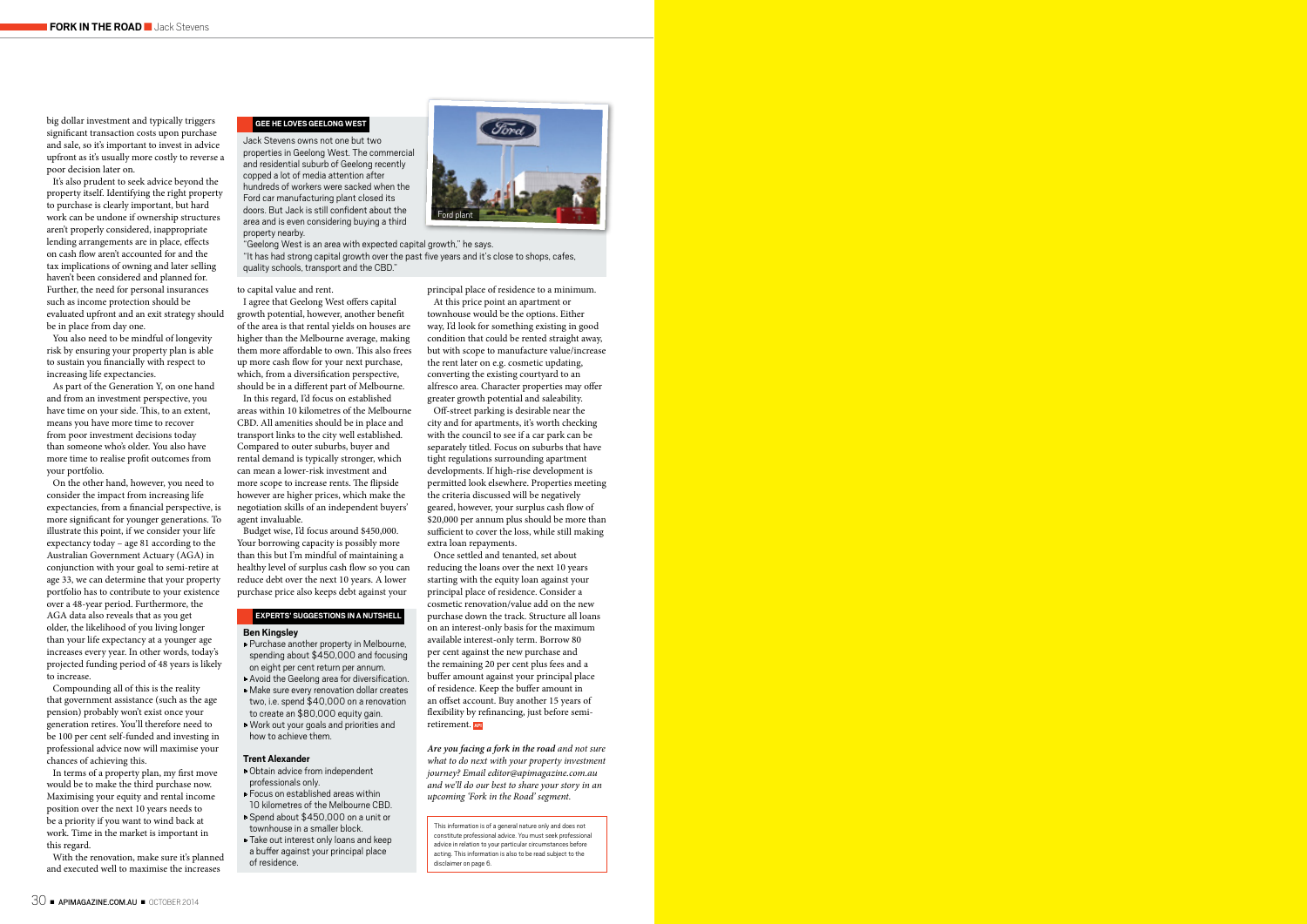big dollar investment and typically triggers significant transaction costs upon purchase and sale, so it's important to invest in advice upfront as it's usually more costly to reverse a poor decision later on.

It's also prudent to seek advice beyond the property itself. Identifying the right property to purchase is clearly important, but hard work can be undone if ownership structures aren't properly considered, inappropriate lending arrangements are in place, effects on cash flow aren't accounted for and the tax implications of owning and later selling haven't been considered and planned for. Further, the need for personal insurances such as income protection should be evaluated upfront and an exit strategy should be in place from day one.

You also need to be mindful of longevity risk by ensuring your property plan is able to sustain you financially with respect to increasing life expectancies.

As part of the Generation Y, on one hand and from an investment perspective, you have time on your side. This, to an extent, means you have more time to recover from poor investment decisions today than someone who's older. You also have more time to realise profit outcomes from your portfolio.

On the other hand, however, you need to consider the impact from increasing life expectancies, from a financial perspective, is more significant for younger generations. To illustrate this point, if we consider your life expectancy today – age 81 according to the Australian Government Actuary (AGA) in conjunction with your goal to semi-retire at age 33, we can determine that your property portfolio has to contribute to your existence over a 48-year period. Furthermore, the AGA data also reveals that as you get older, the likelihood of you living longer than your life expectancy at a younger age increases every year. In other words, today's projected funding period of 48 years is likely to increase.

Compounding all of this is the reality that government assistance (such as the age pension) probably won't exist once your generation retires. You'll therefore need to be 100 per cent self-funded and investing in professional advice now will maximise your chances of achieving this.

In terms of a property plan, my first move would be to make the third purchase now. Maximising your equity and rental income position over the next 10 years needs to be a priority if you want to wind back at work. Time in the market is important in this regard.

With the renovation, make sure it's planned and executed well to maximise the increases to capital value and rent.

I agree that Geelong West offers capital growth potential, however, another benefit of the area is that rental yields on houses are higher than the Melbourne average, making them more affordable to own. This also frees up more cash flow for your next purchase, which, from a diversification perspective, should be in a different part of Melbourne.

In this regard, I'd focus on established areas within 10 kilometres of the Melbourne CBD. All amenities should be in place and transport links to the city well established. Compared to outer suburbs, buyer and rental demand is typically stronger, which can mean a lower-risk investment and more scope to increase rents. The flipside however are higher prices, which make the negotiation skills of an independent buyers' agent invaluable.

Budget wise, I'd focus around $450,000. Your borrowing capacity is possibly more than this but I'm mindful of maintaining a healthy level of surplus cash flow so you can reduce debt over the next 10 years. A lower purchase price also keeps debt against your principal place of residence to a minimum.

At this price point an apartment or townhouse would be the options. Either way, I'd look for something existing in good condition that could be rented straight away, but with scope to manufacture value/increase the rent later on e.g. cosmetic updating, converting the existing courtyard to an alfresco area. Character properties may offer greater growth potential and saleability.

Off-street parking is desirable near the city and for apartments, it's worth checking with the council to see if a car park can be separately titled. Focus on suburbs that have tight regulations surrounding apartment developments. If high-rise development is permitted look elsewhere. Properties meeting the criteria discussed will be negatively geared, however, your surplus cash flow of $20,000 per annum plus should be more than sufficient to cover the loss, while still making extra loan repayments.

Once settled and tenanted, set about reducing the loans over the next 10 years starting with the equity loan against your principal place of residence. Consider a cosmetic renovation/value add on the new purchase down the track. Structure all loans on an interest-only basis for the maximum available interest-only term. Borrow 80 per cent against the new purchase and the remaining 20 per cent plus fees and a buffer amount against your principal place of residence. Keep the buffer amount in an offset account. Buy another 15 years of flexibility by refinancing, just before semi-retirement.

*Are you facing a fork in the road and not sure what to do next with your property investment journey? Email editor@apimagazine.com.au and we'll do our best to share your story in an upcoming 'Fork in the Road' segment.*

This information is of a general nature only and does not constitute professional advice. You must seek professional advice in relation to your particular circumstances before acting. This information is also to be read subject to the disclaimer on page 6.

### GEE HE LOVES GEELONG WEST

Jack Stevens owns not one but two properties in Geelong West. The commercial and residential suburb of Geelong recently copped a lot of media attention after hundreds of workers were sacked when the Ford car manufacturing plant closed its doors. But Jack is still confident about the area and is even considering buying a third property nearby.

"Geelong West is an area with expected capital growth," he says. "It has had strong capital growth over the past five years and it's close to shops, cafes, quality schools, transport and the CBD."

Ford plant

### EXPERTS' SUGGESTIONS IN A NUTSHELL

**Ben Kingsley**

- Purchase another property in Melbourne, spending about $450,000 and focusing on eight per cent return per annum.
- Avoid the Geelong area for diversification.
- Make sure every renovation dollar creates two, i.e. spend $40,000 on a renovation to create an $80,000 equity gain.
- Work out your goals and priorities and how to achieve them.

**Trent Alexander**

- Obtain advice from independent professionals only.
- Focus on established areas within 10 kilometres of the Melbourne CBD.
- Spend about $450,000 on a unit or townhouse in a smaller block.
- Take out interest only loans and keep a buffer against your principal place of residence.